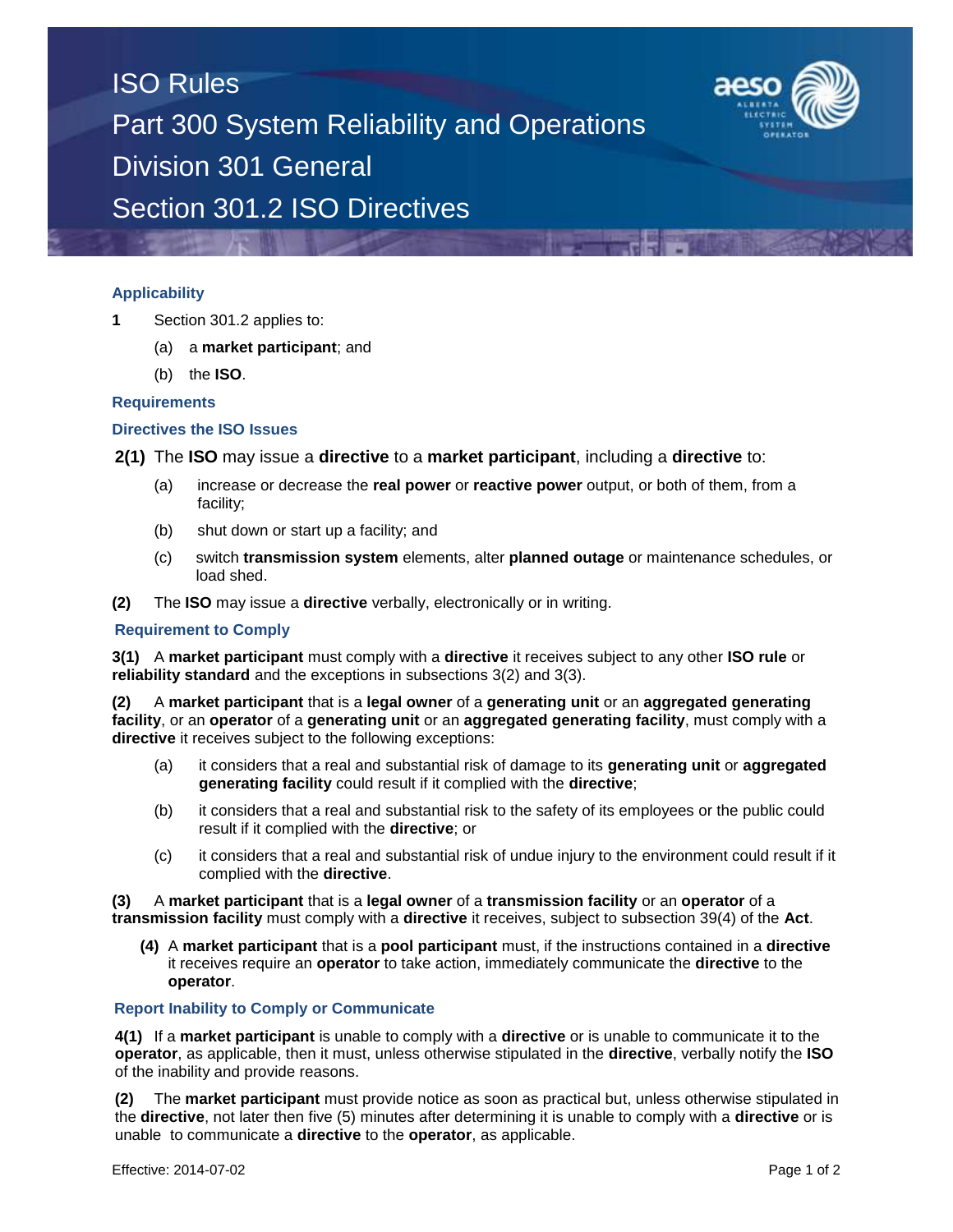# ISO Rules
## Part 300 System Reliability and Operations
## Division 301 General
## Section 301.2 ISO Directives

### Applicability

**1** Section 301.2 applies to:

(a) a **market participant**; and

(b) the **ISO**.

### Requirements

### Directives the ISO Issues

**2(1)** The **ISO** may issue a **directive** to a **market participant**, including a **directive** to:

(a) increase or decrease the **real power** or **reactive power** output, or both of them, from a facility;

(b) shut down or start up a facility; and

(c) switch **transmission system** elements, alter **planned outage** or maintenance schedules, or load shed.

**(2)** The **ISO** may issue a **directive** verbally, electronically or in writing.

### Requirement to Comply

**3(1)** A **market participant** must comply with a **directive** it receives subject to any other **ISO rule** or **reliability standard** and the exceptions in subsections 3(2) and 3(3).

**(2)** A **market participant** that is a **legal owner** of a **generating unit** or an **aggregated generating facility**, or an **operator** of a **generating unit** or an **aggregated generating facility**, must comply with a **directive** it receives subject to the following exceptions:

(a) it considers that a real and substantial risk of damage to its **generating unit** or **aggregated generating facility** could result if it complied with the **directive**;

(b) it considers that a real and substantial risk to the safety of its employees or the public could result if it complied with the **directive**; or

(c) it considers that a real and substantial risk of undue injury to the environment could result if it complied with the **directive**.

**(3)** A **market participant** that is a **legal owner** of a **transmission facility** or an **operator** of a **transmission facility** must comply with a **directive** it receives, subject to subsection 39(4) of the **Act**.

**(4)** A **market participant** that is a **pool participant** must, if the instructions contained in a **directive** it receives require an **operator** to take action, immediately communicate the **directive** to the **operator**.

### Report Inability to Comply or Communicate

**4(1)** If a **market participant** is unable to comply with a **directive** or is unable to communicate it to the **operator**, as applicable, then it must, unless otherwise stipulated in the **directive**, verbally notify the **ISO** of the inability and provide reasons.

**(2)** The **market participant** must provide notice as soon as practical but, unless otherwise stipulated in the **directive**, not later then five (5) minutes after determining it is unable to comply with a **directive** or is unable to communicate a **directive** to the **operator**, as applicable.

Effective: 2014-07-02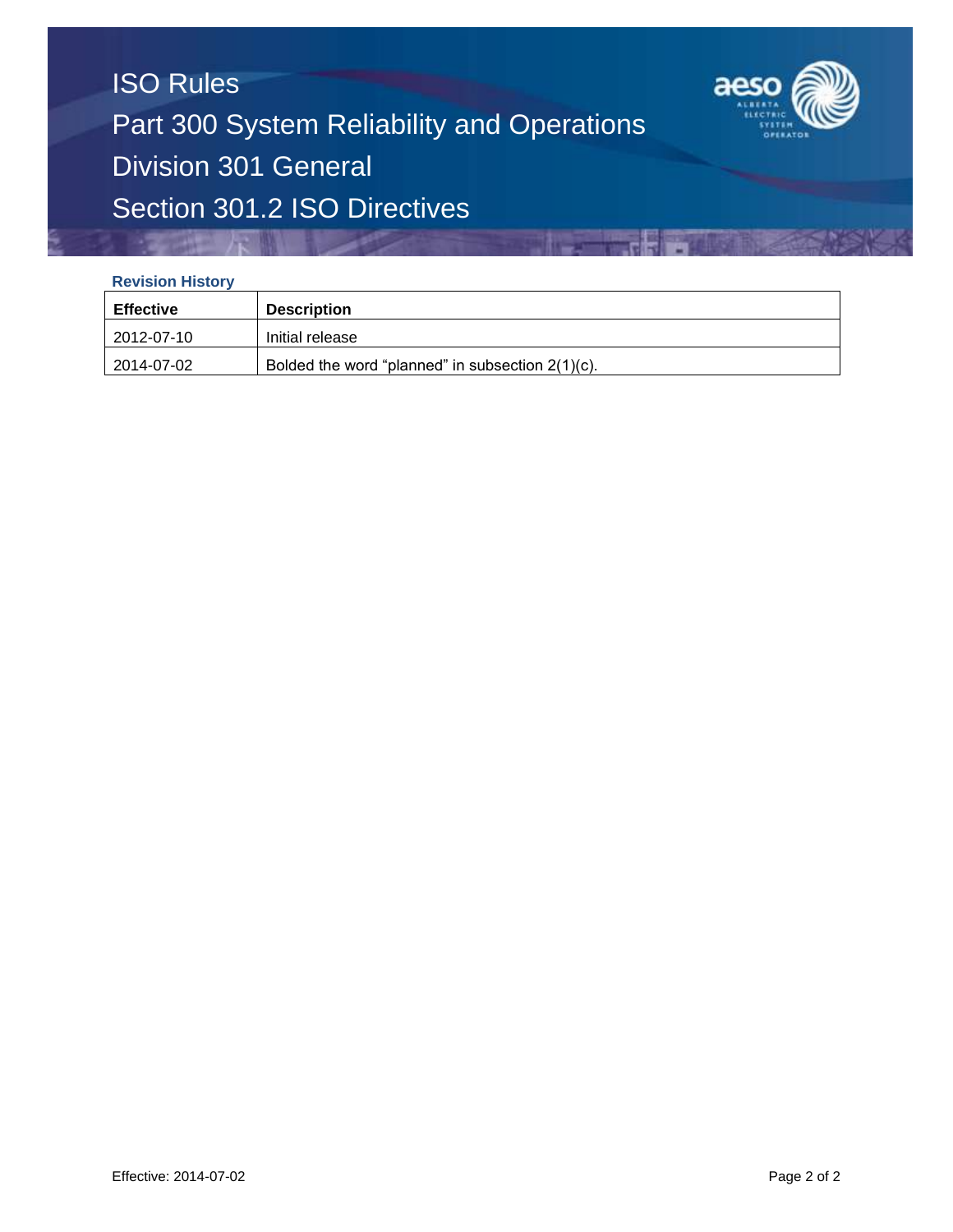## Revision History

| Effective | Description |
| --- | --- |
| 2012-07-10 | Initial release |
| 2014-07-02 | Bolded the word "planned" in subsection 2(1)(c). |